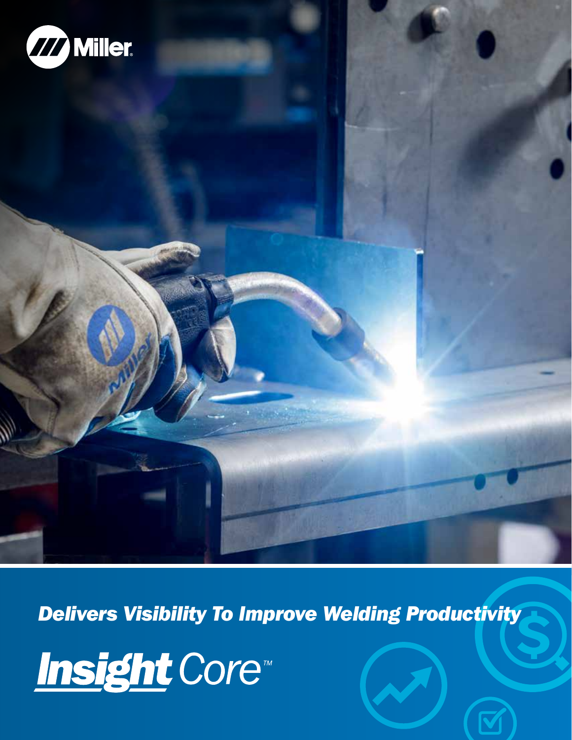Miller

*Delivers Visibility To Improve Welding Productivity*

# Insight Core™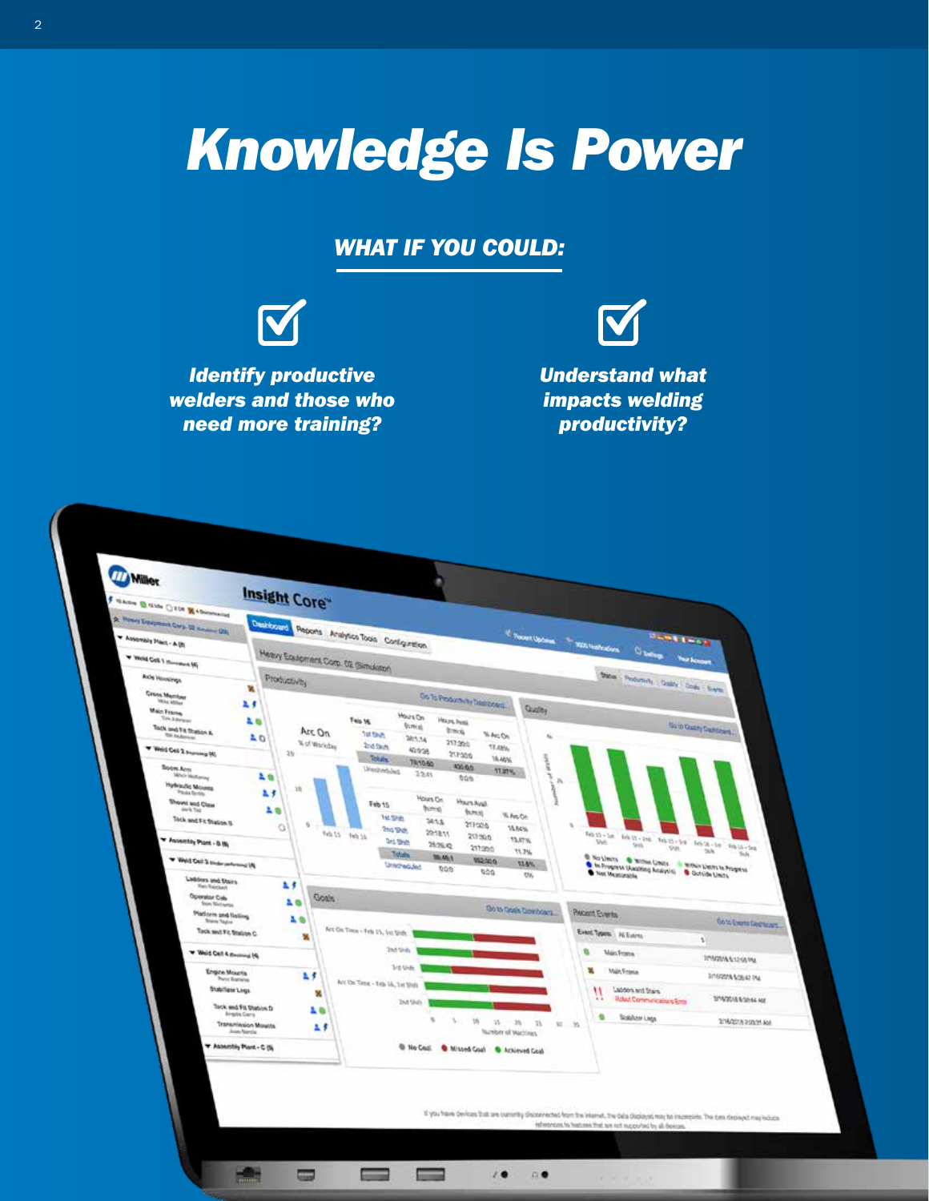# Knowledge Is Power

## WHAT IF YOU COULD:

- ***Identify productive welders and those who need more training?***
- ***Understand what impacts welding productivity?***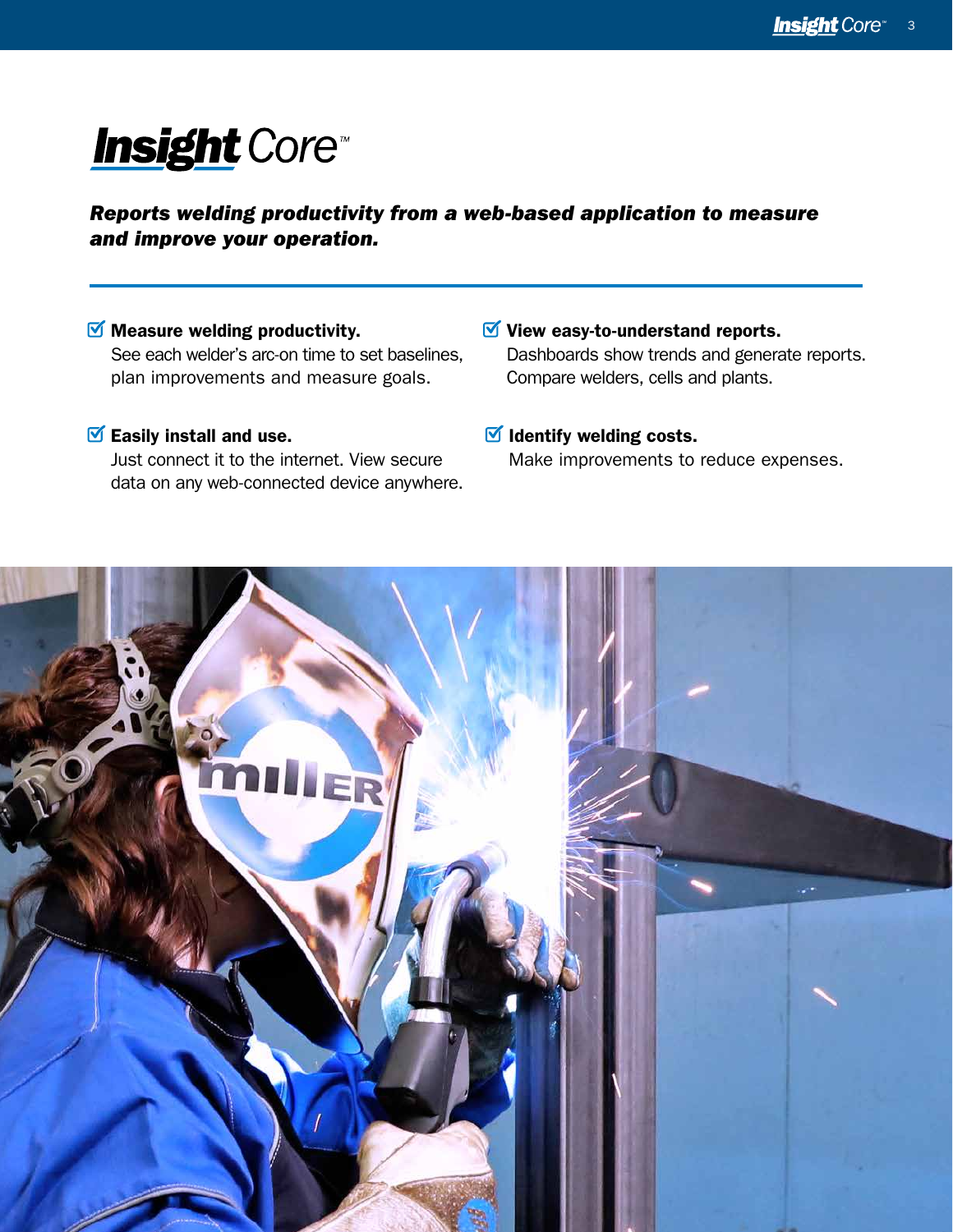# Insight Core™

***Reports welding productivity from a web-based application to measure and improve your operation.***

- **Measure welding productivity.**
  See each welder's arc-on time to set baselines, plan improvements and measure goals.

- **Easily install and use.**
  Just connect it to the internet. View secure data on any web-connected device anywhere.

- **View easy-to-understand reports.**
  Dashboards show trends and generate reports. Compare welders, cells and plants.

- **Identify welding costs.**
  Make improvements to reduce expenses.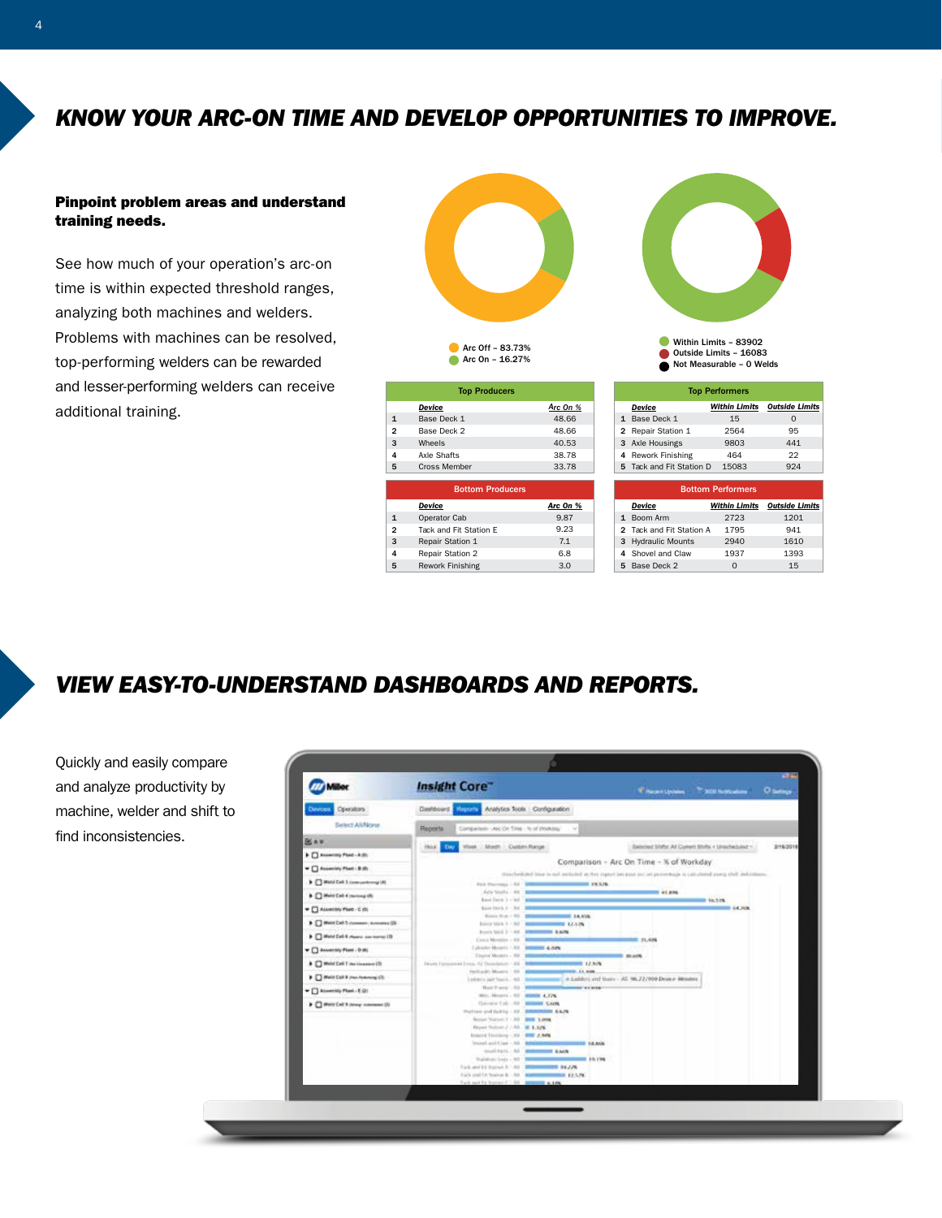## KNOW YOUR ARC-ON TIME AND DEVELOP OPPORTUNITIES TO IMPROVE.

**Pinpoint problem areas and understand training needs.**

See how much of your operation's arc-on time is within expected threshold ranges, analyzing both machines and welders. Problems with machines can be resolved, top-performing welders can be rewarded and lesser-performing welders can receive additional training.

Arc Off – 83.73%
Arc On – 16.27%

Within Limits – 83902
Outside Limits – 16083
Not Measurable – 0 Welds

**Top Producers**

| | Device | Arc On % |
|---|---|---|
| 1 | Base Deck 1 | 48.66 |
| 2 | Base Deck 2 | 48.66 |
| 3 | Wheels | 40.53 |
| 4 | Axle Shafts | 38.78 |
| 5 | Cross Member | 33.78 |

**Top Performers**

| | Device | Within Limits | Outside Limits |
|---|---|---|---|
| 1 | Base Deck 1 | 15 | 0 |
| 2 | Repair Station 1 | 2564 | 95 |
| 3 | Axle Housings | 9803 | 441 |
| 4 | Rework Finishing | 464 | 22 |
| 5 | Tack and Fit Station D | 15083 | 924 |

**Bottom Producers**

| | Device | Arc On % |
|---|---|---|
| 1 | Operator Cab | 9.87 |
| 2 | Tack and Fit Station E | 9.23 |
| 3 | Repair Station 1 | 7.1 |
| 4 | Repair Station 2 | 6.8 |
| 5 | Rework Finishing | 3.0 |

**Bottom Performers**

| | Device | Within Limits | Outside Limits |
|---|---|---|---|
| 1 | Boom Arm | 2723 | 1201 |
| 2 | Tack and Fit Station A | 1795 | 941 |
| 3 | Hydraulic Mounts | 2940 | 1610 |
| 4 | Shovel and Claw | 1937 | 1393 |
| 5 | Base Deck 2 | 0 | 15 |

## VIEW EASY-TO-UNDERSTAND DASHBOARDS AND REPORTS.

Quickly and easily compare and analyze productivity by machine, welder and shift to find inconsistencies.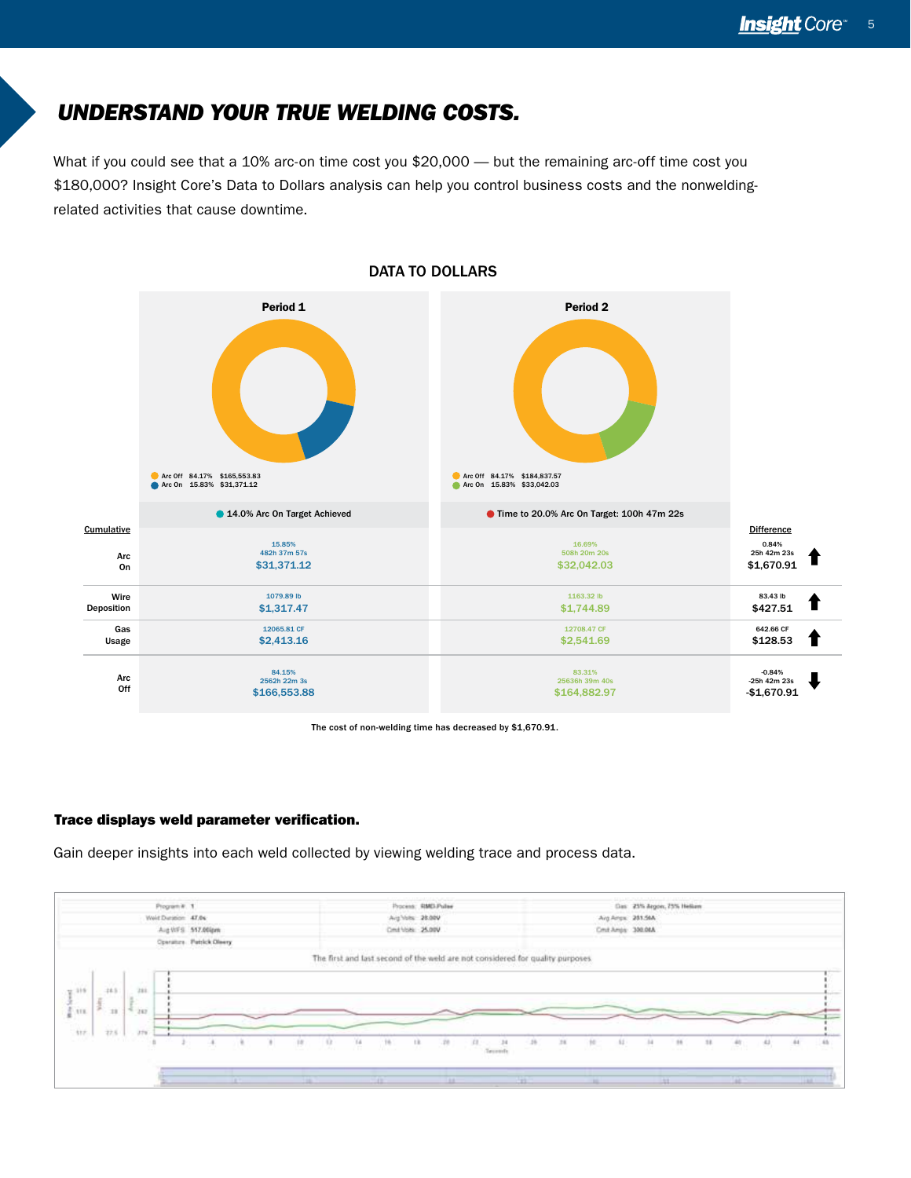# UNDERSTAND YOUR TRUE WELDING COSTS.

What if you could see that a 10% arc-on time cost you $20,000 — but the remaining arc-off time cost you $180,000? Insight Core's Data to Dollars analysis can help you control business costs and the nonwelding-related activities that cause downtime.

## DATA TO DOLLARS

| | Period 1 | Period 2 | |
|---|---|---|---|
| | Arc Off 84.17% $165,553.83<br>Arc On 15.83% $31,371.12 | Arc Off 84.17% $184,837.57<br>Arc On 15.83% $33,042.03 | |
| | 14.0% Arc On Target Achieved | Time to 20.0% Arc On Target: 100h 47m 22s | |
| **Cumulative** | | | **Difference** |
| Arc On | 15.85%<br>482h 37m 57s<br>$31,371.12 | 16.69%<br>508h 20m 20s<br>$32,042.03 | 0.84%<br>25h 42m 23s<br>$1,670.91 ↑ |
| Wire Deposition | 1079.89 lb<br>$1,317.47 | 1163.32 lb<br>$1,744.89 | 83.43 lb<br>$427.51 ↑ |
| Gas Usage | 12065.81 CF<br>$2,413.16 | 12708.47 CF<br>$2,541.69 | 642.66 CF<br>$128.53 ↑ |
| Arc Off | 84.15%<br>2562h 22m 3s<br>$166,553.88 | 83.31%<br>25636h 39m 40s<br>$164,882.97 | -0.84%<br>-25h 42m 23s<br>-$1,670.91 ↓ |

The cost of non-welding time has decreased by $1,670.91.

**Trace displays weld parameter verification.**

Gain deeper insights into each weld collected by viewing welding trace and process data.

| | | |
|---|---|---|
| Program #: 1 | Process: RMD-Pulse | Gas: 25% Argon, 75% Helium |
| Weld Duration: 47.0s | Avg Volts: 20.00V | Avg Amps: 201.56A |
| Avg WFS: 517.00ipm | Cmd Volts: 25.00V | Cmd Amps: 300.00A |
| Operators: Patrick Oleery | | |

The first and last second of the weld are not considered for quality purposes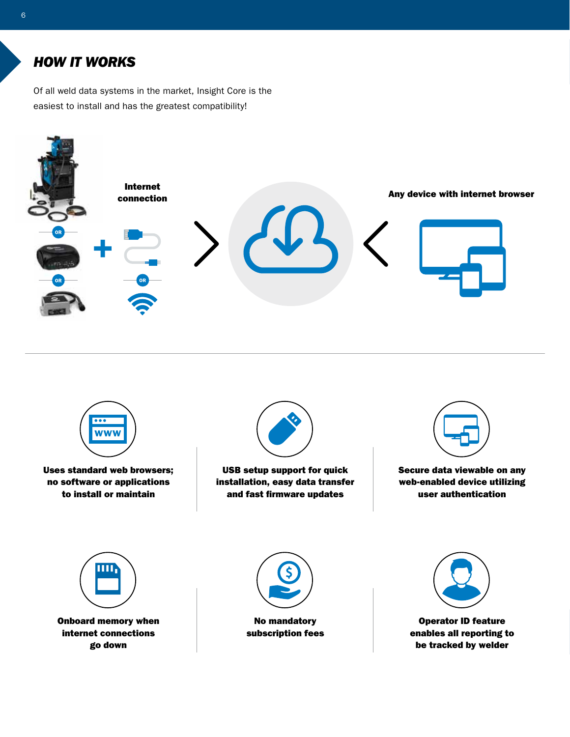## *HOW IT WORKS*

Of all weld data systems in the market, Insight Core is the easiest to install and has the greatest compatibility!

OR

OR

**Internet connection**

OR

**Any device with internet browser**

**Uses standard web browsers; no software or applications to install or maintain**

**USB setup support for quick installation, easy data transfer and fast firmware updates**

**Secure data viewable on any web-enabled device utilizing user authentication**

**Onboard memory when internet connections go down**

**No mandatory subscription fees**

**Operator ID feature enables all reporting to be tracked by welder**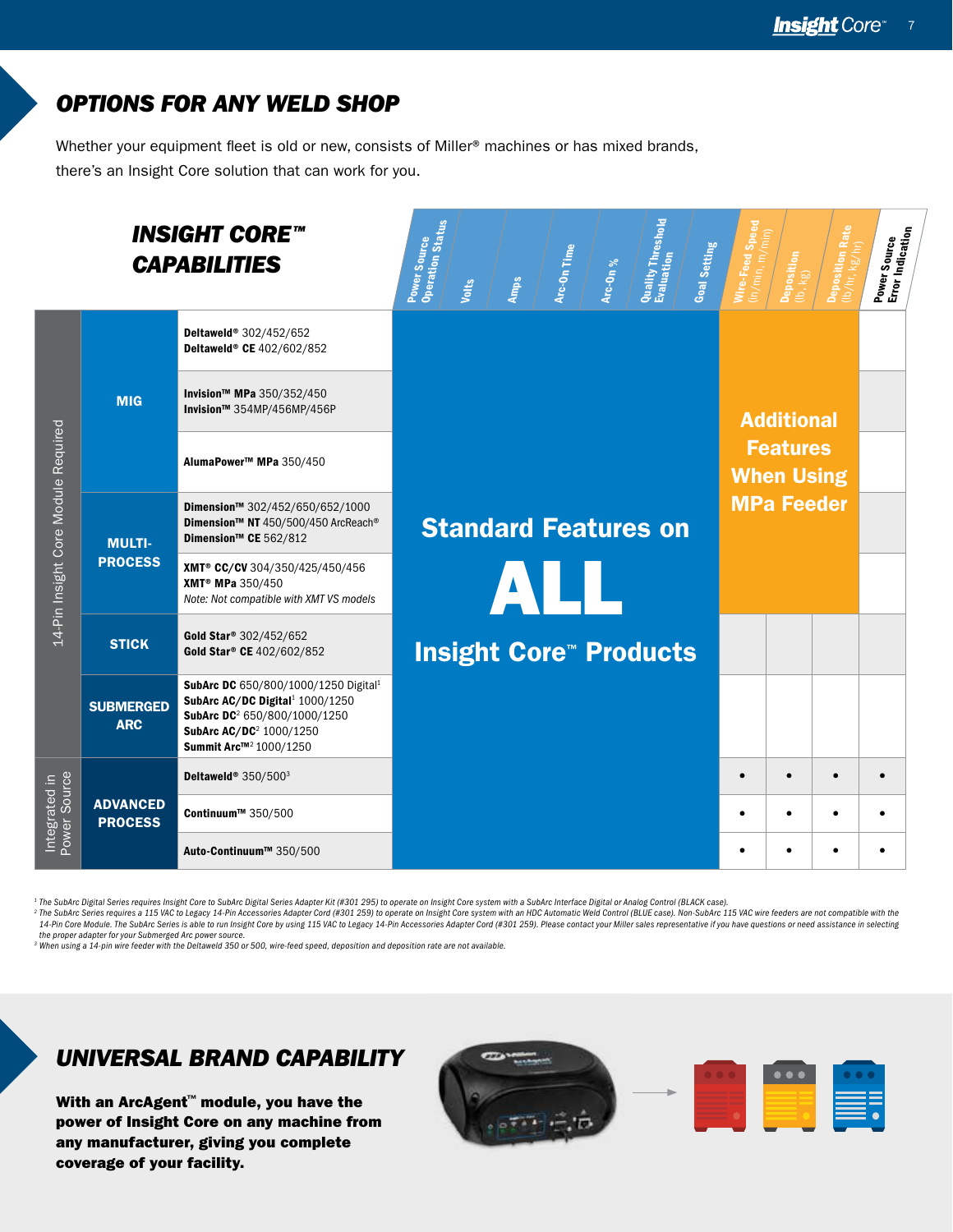## OPTIONS FOR ANY WELD SHOP

Whether your equipment fleet is old or new, consists of Miller® machines or has mixed brands, there's an Insight Core solution that can work for you.

### INSIGHT CORE™ CAPABILITIES

| | | | Power Source Operation Status | Volts | Amps | Arc-On Time | Arc-On % | Quality Threshold Evaluation | Goal Setting | Wire-Feed Speed (in/min, m/min) | Deposition (lb, kg) | Deposition Rate (lb/hr, kg/hr) | Power Source Error Indication |
|---|---|---|---|---|---|---|---|---|---|---|---|---|---|
| 14-Pin Insight Core Module Required | MIG | **Deltaweld® 302/452/652** **Deltaweld® CE 402/602/852** | Standard Features on ALL Insight Core™ Products | | | | | | | Additional Features When Using MPa Feeder | | | |
| | | **Invision™ MPa 350/352/450** **Invision™ 354MP/456MP/456P** | | | | | | | | | | | |
| | | **AlumaPower™ MPa 350/450** | | | | | | | | | | | |
| | MULTI-PROCESS | **Dimension™ 302/452/650/652/1000** **Dimension™ NT 450/500/450 ArcReach®** **Dimension™ CE 562/812** | | | | | | | | | | | |
| | | **XMT® CC/CV 304/350/425/450/456** **XMT® MPa 350/450** *Note: Not compatible with XMT VS models* | | | | | | | | | | | |
| | STICK | **Gold Star® 302/452/652** **Gold Star® CE 402/602/852** | | | | | | | | | | | |
| | SUBMERGED ARC | **SubArc DC 650/800/1000/1250 Digital**[1] **SubArc AC/DC Digital**[1] **1000/1250** **SubArc DC**[2] **650/800/1000/1250** **SubArc AC/DC**[2] **1000/1250** **Summit Arc™**[2] **1000/1250** | | | | | | | | | | | |
| Integrated in Power Source | ADVANCED PROCESS | **Deltaweld® 350/500**[3] | | | | | | | | • | • | • | • |
| | | **Continuum™ 350/500** | | | | | | | | • | • | • | • |
| | | **Auto-Continuum™ 350/500** | | | | | | | | • | • | • | • |

[1] The SubArc Digital Series requires Insight Core to SubArc Digital Series Adapter Kit (#301 295) to operate on Insight Core system with a SubArc Interface Digital or Analog Control (BLACK case).
[2] The SubArc Series requires a 115 VAC to Legacy 14-Pin Accessories Adapter Cord (#301 259) to operate on Insight Core system with an HDC Automatic Weld Control (BLUE case). Non-SubArc 115 VAC wire feeders are not compatible with the 14-Pin Core Module. The SubArc Series is able to run Insight Core by using 115 VAC to Legacy 14-Pin Accessories Adapter Cord (#301 259). Please contact your Miller sales representative if you have questions or need assistance in selecting the proper adapter for your Submerged Arc power source.
[3] When using a 14-pin wire feeder with the Deltaweld 350 or 500, wire-feed speed, deposition and deposition rate are not available.

## UNIVERSAL BRAND CAPABILITY

**With an ArcAgent™ module, you have the power of Insight Core on any machine from any manufacturer, giving you complete coverage of your facility.**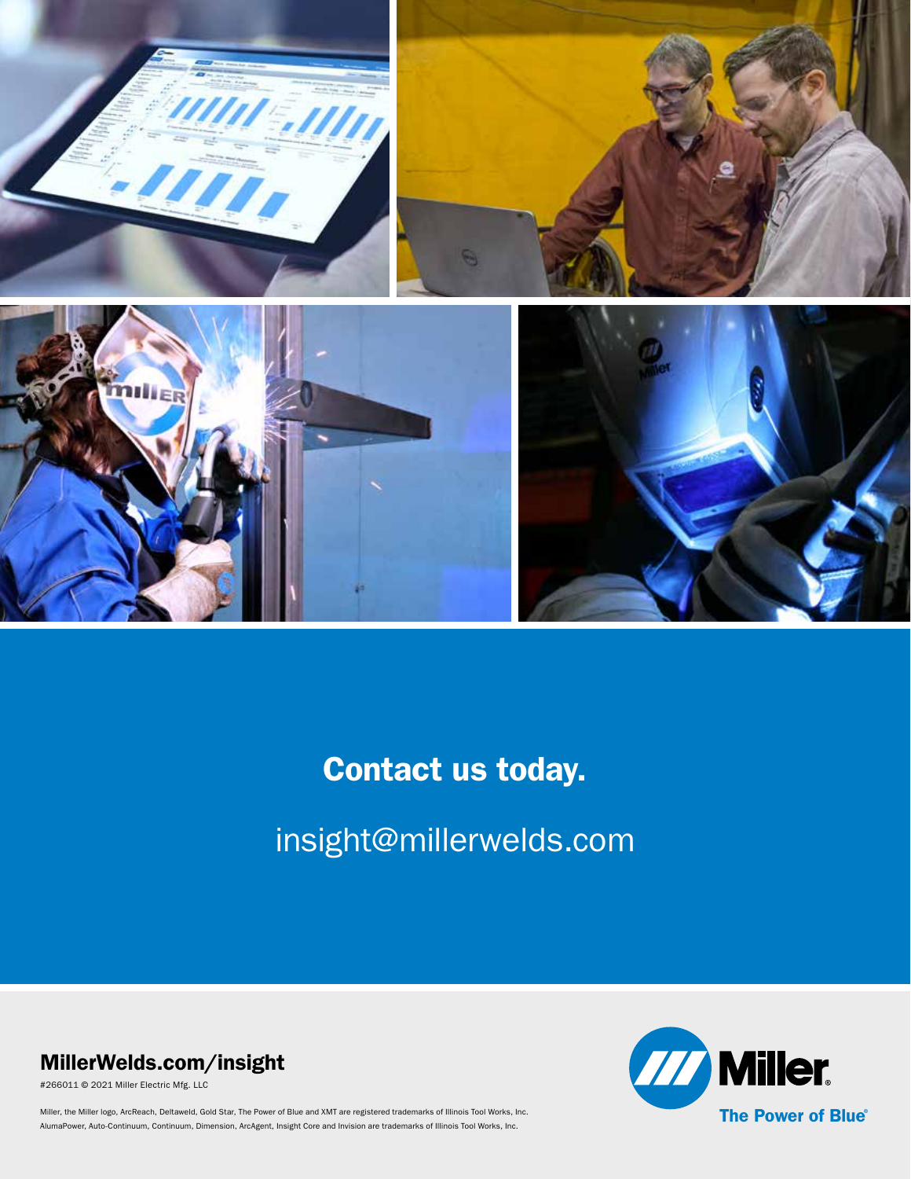## Contact us today.

insight@millerwelds.com

**MillerWelds.com/insight**

#266011 © 2021 Miller Electric Mfg. LLC

Miller, the Miller logo, ArcReach, Deltaweld, Gold Star, The Power of Blue and XMT are registered trademarks of Illinois Tool Works, Inc. AlumaPower, Auto-Continuum, Continuum, Dimension, ArcAgent, Insight Core and Invision are trademarks of Illinois Tool Works, Inc.

Miller. The Power of Blue.